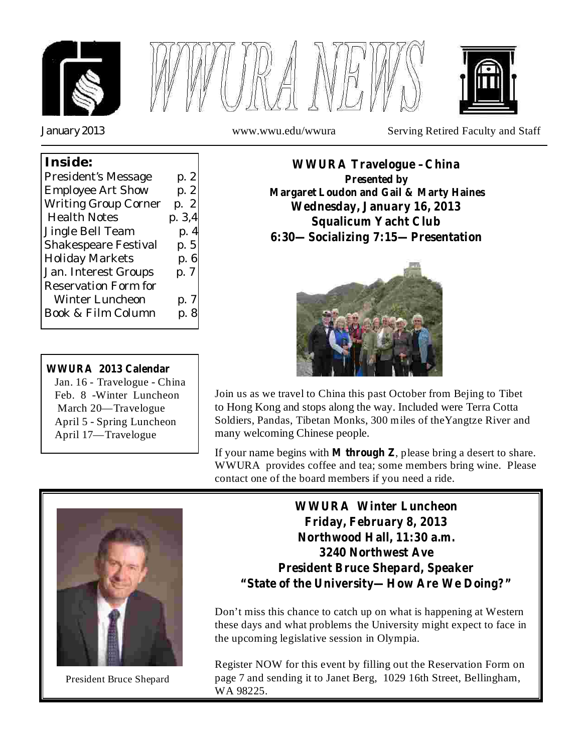# WWURA NEWS

January 2013 www.wwu.edu/wwura Serving Retired Faculty and Staff

**Inside:**

| | |
|---|---|
| President's Message | p. 2 |
| Employee Art Show | p. 2 |
| Writing Group Corner | p. 2 |
| Health Notes | p. 3,4 |
| Jingle Bell Team | p. 4 |
| Shakespeare Festival | p. 5 |
| Holiday Markets | p. 6 |
| Jan. Interest Groups | p. 7 |
| Reservation Form for Winter Luncheon | p. 7 |
| Book & Film Column | p. 8 |

**WWURA 2013 Calendar**

Jan. 16 - Travelogue - China
Feb. 8 -Winter Luncheon
March 20—Travelogue
April 5 - Spring Luncheon
April 17—Travelogue

## WWURA Travelogue - China

**Presented by**
**Margaret Loudon and Gail & Marty Haines**
**Wednesday, January 16, 2013**
**Squalicum Yacht Club**
**6:30—Socializing 7:15—Presentation**

Join us as we travel to China this past October from Bejing to Tibet to Hong Kong and stops along the way. Included were Terra Cotta Soldiers, Pandas, Tibetan Monks, 300 miles of theYangtze River and many welcoming Chinese people.

If your name begins with **M through Z**, please bring a desert to share. WWURA provides coffee and tea; some members bring wine. Please contact one of the board members if you need a ride.

## WWURA Winter Luncheon

**Friday, February 8, 2013**
**Northwood Hall, 11:30 a.m.**
**3240 Northwest Ave**
**President Bruce Shepard, Speaker**
**"State of the University—How Are We Doing?"**

President Bruce Shepard

Don't miss this chance to catch up on what is happening at Western these days and what problems the University might expect to face in the upcoming legislative session in Olympia.

Register NOW for this event by filling out the Reservation Form on page 7 and sending it to Janet Berg, 1029 16th Street, Bellingham, WA 98225.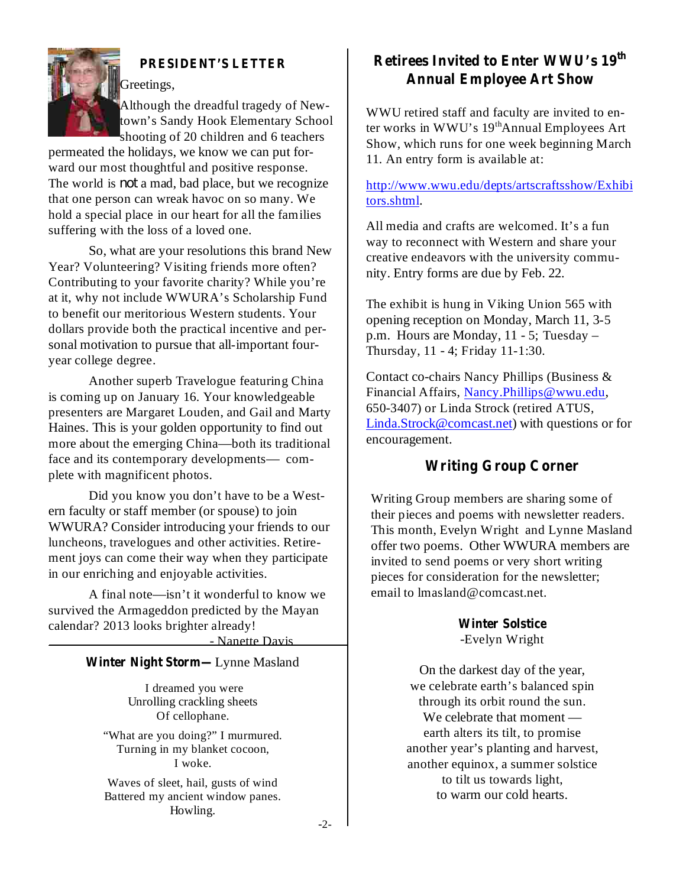## PRESIDENT'S LETTER

Greetings,

Although the dreadful tragedy of Newtown's Sandy Hook Elementary School shooting of 20 children and 6 teachers permeated the holidays, we know we can put forward our most thoughtful and positive response. The world is not a mad, bad place, but we recognize that one person can wreak havoc on so many. We hold a special place in our heart for all the families suffering with the loss of a loved one.

So, what are your resolutions this brand New Year? Volunteering? Visiting friends more often? Contributing to your favorite charity? While you're at it, why not include WWURA's Scholarship Fund to benefit our meritorious Western students. Your dollars provide both the practical incentive and personal motivation to pursue that all-important four-year college degree.

Another superb Travelogue featuring China is coming up on January 16. Your knowledgeable presenters are Margaret Louden, and Gail and Marty Haines. This is your golden opportunity to find out more about the emerging China—both its traditional face and its contemporary developments— complete with magnificent photos.

Did you know you don't have to be a Western faculty or staff member (or spouse) to join WWURA? Consider introducing your friends to our luncheons, travelogues and other activities. Retirement joys can come their way when they participate in our enriching and enjoyable activities.

A final note—isn't it wonderful to know we survived the Armageddon predicted by the Mayan calendar? 2013 looks brighter already!

- Nanette Davis

---

**Winter Night Storm—** Lynne Masland

I dreamed you were  
Unrolling crackling sheets  
Of cellophane.

"What are you doing?" I murmured.  
Turning in my blanket cocoon,  
I woke.

Waves of sleet, hail, gusts of wind  
Battered my ancient window panes.  
Howling.

## Retirees Invited to Enter WWU's 19th Annual Employee Art Show

WWU retired staff and faculty are invited to enter works in WWU's 19th Annual Employees Art Show, which runs for one week beginning March 11. An entry form is available at:

http://www.wwu.edu/depts/artscraftsshow/Exhibitors.shtml.

All media and crafts are welcomed. It's a fun way to reconnect with Western and share your creative endeavors with the university community. Entry forms are due by Feb. 22.

The exhibit is hung in Viking Union 565 with opening reception on Monday, March 11, 3-5 p.m. Hours are Monday, 11 - 5; Tuesday – Thursday, 11 - 4; Friday 11-1:30.

Contact co-chairs Nancy Phillips (Business & Financial Affairs, Nancy.Phillips@wwu.edu, 650-3407) or Linda Strock (retired ATUS, Linda.Strock@comcast.net) with questions or for encouragement.

## Writing Group Corner

Writing Group members are sharing some of their pieces and poems with newsletter readers. This month, Evelyn Wright and Lynne Masland offer two poems. Other WWURA members are invited to send poems or very short writing pieces for consideration for the newsletter; email to lmasland@comcast.net.

**Winter Solstice**  
-Evelyn Wright

On the darkest day of the year,  
we celebrate earth's balanced spin  
through its orbit round the sun.  
We celebrate that moment —  
earth alters its tilt, to promise  
another year's planting and harvest,  
another equinox, a summer solstice  
to tilt us towards light,  
to warm our cold hearts.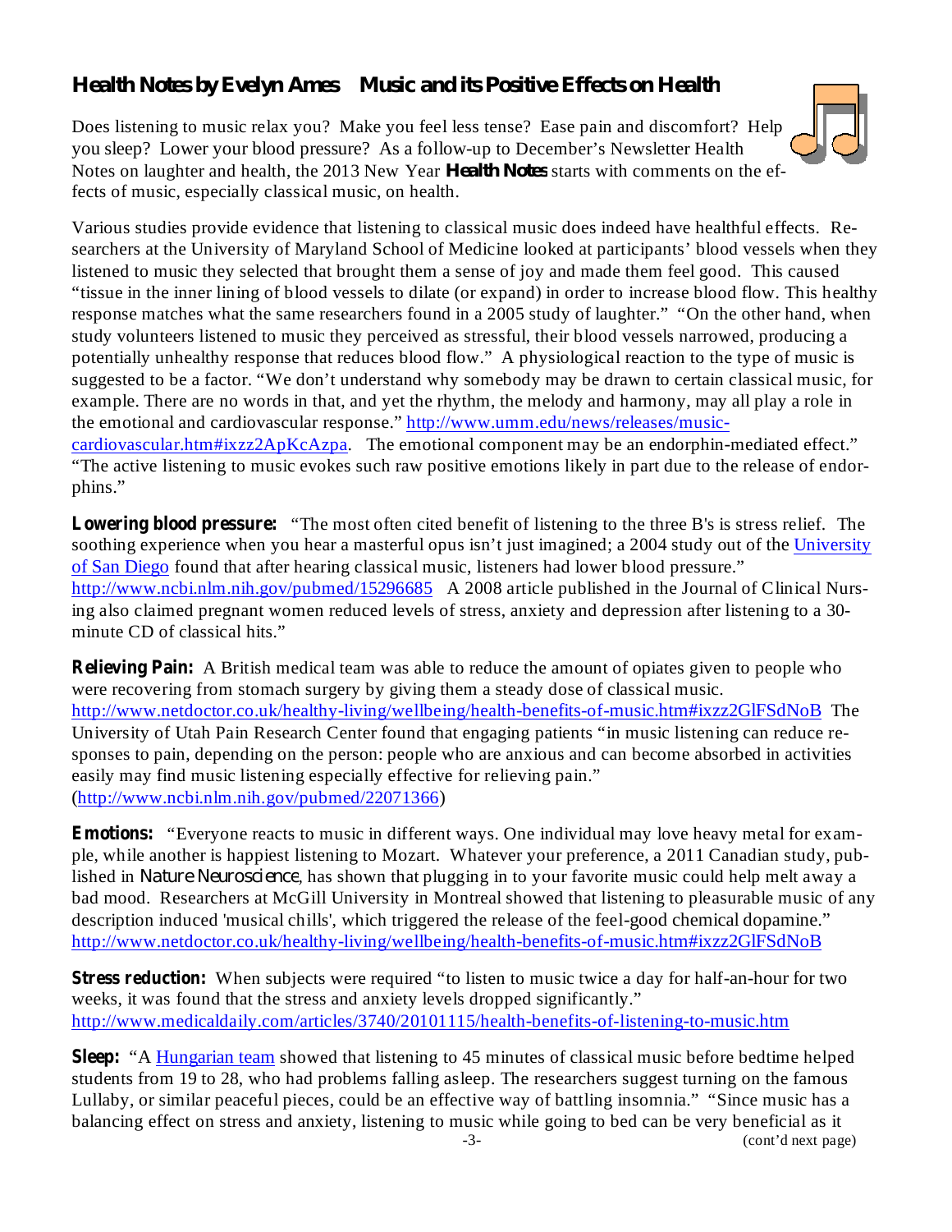## Health Notes by Evelyn Ames    Music and its Positive Effects on Health

Does listening to music relax you? Make you feel less tense? Ease pain and discomfort? Help you sleep? Lower your blood pressure? As a follow-up to December's Newsletter Health Notes on laughter and health, the 2013 New Year **Health Notes** starts with comments on the effects of music, especially classical music, on health.

Various studies provide evidence that listening to classical music does indeed have healthful effects. Researchers at the University of Maryland School of Medicine looked at participants' blood vessels when they listened to music they selected that brought them a sense of joy and made them feel good. This caused "tissue in the inner lining of blood vessels to dilate (or expand) in order to increase blood flow. This healthy response matches what the same researchers found in a 2005 study of laughter." "On the other hand, when study volunteers listened to music they perceived as stressful, their blood vessels narrowed, producing a potentially unhealthy response that reduces blood flow." A physiological reaction to the type of music is suggested to be a factor. "We don't understand why somebody may be drawn to certain classical music, for example. There are no words in that, and yet the rhythm, the melody and harmony, may all play a role in the emotional and cardiovascular response." http://www.umm.edu/news/releases/music-cardiovascular.htm#ixzz2ApKcAzpa. The emotional component may be an endorphin-mediated effect." "The active listening to music evokes such raw positive emotions likely in part due to the release of endorphins."

**Lowering blood pressure:** "The most often cited benefit of listening to the three B's is stress relief. The soothing experience when you hear a masterful opus isn't just imagined; a 2004 study out of the University of San Diego found that after hearing classical music, listeners had lower blood pressure." http://www.ncbi.nlm.nih.gov/pubmed/15296685 A 2008 article published in the Journal of Clinical Nursing also claimed pregnant women reduced levels of stress, anxiety and depression after listening to a 30-minute CD of classical hits."

**Relieving Pain:** A British medical team was able to reduce the amount of opiates given to people who were recovering from stomach surgery by giving them a steady dose of classical music. http://www.netdoctor.co.uk/healthy-living/wellbeing/health-benefits-of-music.htm#ixzz2GlFSdNoB The University of Utah Pain Research Center found that engaging patients "in music listening can reduce responses to pain, depending on the person: people who are anxious and can become absorbed in activities easily may find music listening especially effective for relieving pain." (http://www.ncbi.nlm.nih.gov/pubmed/22071366)

**Emotions:** "Everyone reacts to music in different ways. One individual may love heavy metal for example, while another is happiest listening to Mozart. Whatever your preference, a 2011 Canadian study, published in *Nature Neuroscience*, has shown that plugging in to your favorite music could help melt away a bad mood. Researchers at McGill University in Montreal showed that listening to pleasurable music of any description induced 'musical chills', which triggered the release of the feel-good chemical dopamine." http://www.netdoctor.co.uk/healthy-living/wellbeing/health-benefits-of-music.htm#ixzz2GlFSdNoB

**Stress reduction:** When subjects were required "to listen to music twice a day for half-an-hour for two weeks, it was found that the stress and anxiety levels dropped significantly." http://www.medicaldaily.com/articles/3740/20101115/health-benefits-of-listening-to-music.htm

**Sleep:** "A Hungarian team showed that listening to 45 minutes of classical music before bedtime helped students from 19 to 28, who had problems falling asleep. The researchers suggest turning on the famous Lullaby, or similar peaceful pieces, could be an effective way of battling insomnia." "Since music has a balancing effect on stress and anxiety, listening to music while going to bed can be very beneficial as it

(cont'd next page)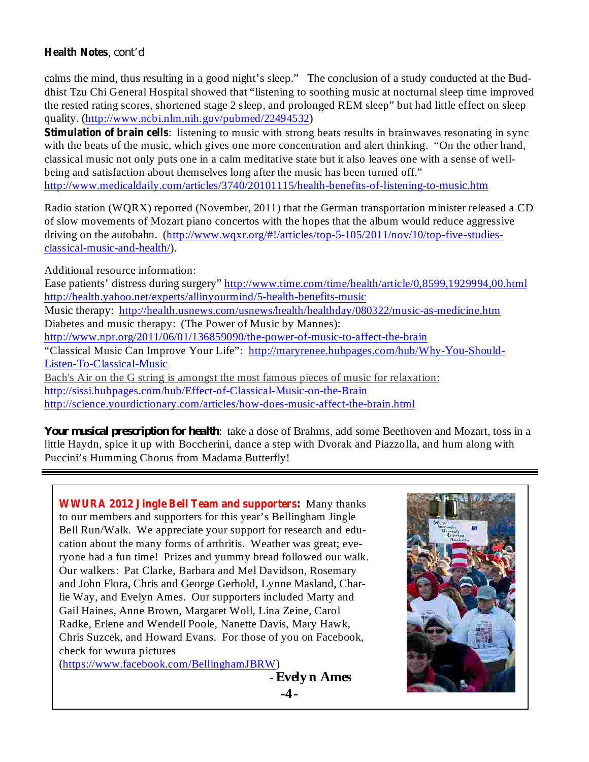**Health Notes**, cont'd

calms the mind, thus resulting in a good night's sleep." The conclusion of a study conducted at the Buddhist Tzu Chi General Hospital showed that "listening to soothing music at nocturnal sleep time improved the rested rating scores, shortened stage 2 sleep, and prolonged REM sleep" but had little effect on sleep quality. (http://www.ncbi.nlm.nih.gov/pubmed/22494532)

**Stimulation of brain cells**: listening to music with strong beats results in brainwaves resonating in sync with the beats of the music, which gives one more concentration and alert thinking. "On the other hand, classical music not only puts one in a calm meditative state but it also leaves one with a sense of well-being and satisfaction about themselves long after the music has been turned off."
http://www.medicaldaily.com/articles/3740/20101115/health-benefits-of-listening-to-music.htm

Radio station (WQRX) reported (November, 2011) that the German transportation minister released a CD of slow movements of Mozart piano concertos with the hopes that the album would reduce aggressive driving on the autobahn. (http://www.wqxr.org/#!/articles/top-5-105/2011/nov/10/top-five-studies-classical-music-and-health/).

Additional resource information:
Ease patients' distress during surgery" http://www.time.com/time/health/article/0,8599,1929994,00.html
http://health.yahoo.net/experts/allinyourmind/5-health-benefits-music
Music therapy: http://health.usnews.com/usnews/health/healthday/080322/music-as-medicine.htm
Diabetes and music therapy: (The Power of Music by Mannes):
http://www.npr.org/2011/06/01/136859090/the-power-of-music-to-affect-the-brain
"Classical Music Can Improve Your Life": http://maryrenee.hubpages.com/hub/Why-You-Should-Listen-To-Classical-Music
Bach's Air on the G string is amongst the most famous pieces of music for relaxation:
http://sissi.hubpages.com/hub/Effect-of-Classical-Music-on-the-Brain
http://science.yourdictionary.com/articles/how-does-music-affect-the-brain.html

**Your musical prescription for health**: take a dose of Brahms, add some Beethoven and Mozart, toss in a little Haydn, spice it up with Boccherini, dance a step with Dvorak and Piazzolla, and hum along with Puccini's Humming Chorus from Madama Butterfly!

---

**WWURA 2012 Jingle Bell Team and supporters:** Many thanks to our members and supporters for this year's Bellingham Jingle Bell Run/Walk. We appreciate your support for research and education about the many forms of arthritis. Weather was great; everyone had a fun time! Prizes and yummy bread followed our walk. Our walkers: Pat Clarke, Barbara and Mel Davidson, Rosemary and John Flora, Chris and George Gerhold, Lynne Masland, Charlie Way, and Evelyn Ames. Our supporters included Marty and Gail Haines, Anne Brown, Margaret Woll, Lina Zeine, Carol Radke, Erlene and Wendell Poole, Nanette Davis, Mary Hawk, Chris Suzcek, and Howard Evans. For those of you on Facebook, check for wwura pictures (https://www.facebook.com/BellinghamJBRW)

\- **Evelyn Ames**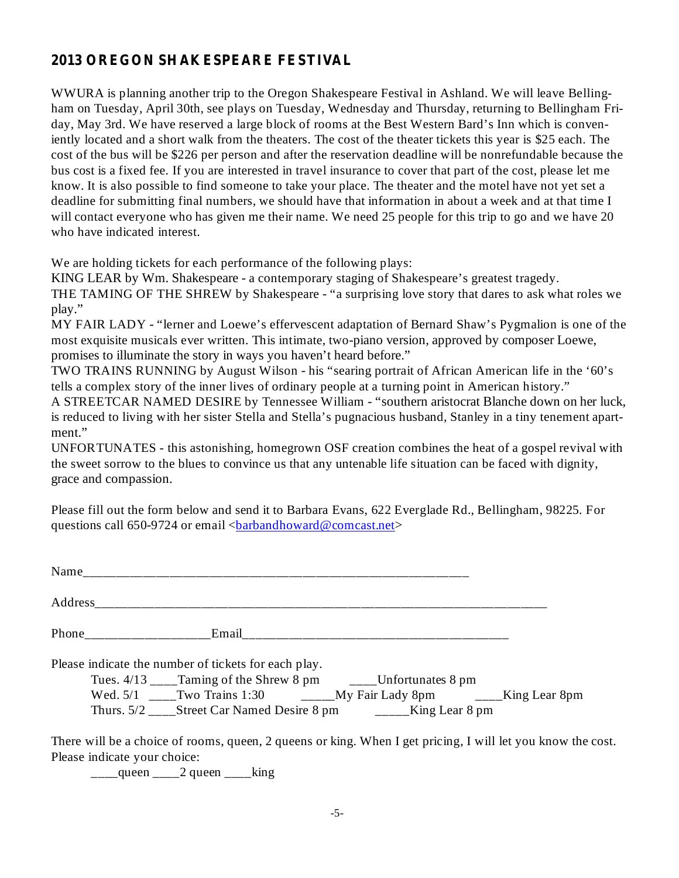## 2013 OREGON SHAKESPEARE FESTIVAL

WWURA is planning another trip to the Oregon Shakespeare Festival in Ashland. We will leave Bellingham on Tuesday, April 30th, see plays on Tuesday, Wednesday and Thursday, returning to Bellingham Friday, May 3rd. We have reserved a large block of rooms at the Best Western Bard's Inn which is conveniently located and a short walk from the theaters. The cost of the theater tickets this year is $25 each. The cost of the bus will be $226 per person and after the reservation deadline will be nonrefundable because the bus cost is a fixed fee. If you are interested in travel insurance to cover that part of the cost, please let me know. It is also possible to find someone to take your place. The theater and the motel have not yet set a deadline for submitting final numbers, we should have that information in about a week and at that time I will contact everyone who has given me their name. We need 25 people for this trip to go and we have 20 who have indicated interest.

We are holding tickets for each performance of the following plays:
KING LEAR by Wm. Shakespeare - a contemporary staging of Shakespeare's greatest tragedy.
THE TAMING OF THE SHREW by Shakespeare - "a surprising love story that dares to ask what roles we play."
MY FAIR LADY - "lerner and Loewe's effervescent adaptation of Bernard Shaw's Pygmalion is one of the most exquisite musicals ever written. This intimate, two-piano version, approved by composer Loewe, promises to illuminate the story in ways you haven't heard before."
TWO TRAINS RUNNING by August Wilson - his "searing portrait of African American life in the '60's tells a complex story of the inner lives of ordinary people at a turning point in American history."
A STREETCAR NAMED DESIRE by Tennessee William - "southern aristocrat Blanche down on her luck, is reduced to living with her sister Stella and Stella's pugnacious husband, Stanley in a tiny tenement apartment."
UNFORTUNATES - this astonishing, homegrown OSF creation combines the heat of a gospel revival with the sweet sorrow to the blues to convince us that any untenable life situation can be faced with dignity, grace and compassion.

Please fill out the form below and send it to Barbara Evans, 622 Everglade Rd., Bellingham, 98225. For questions call 650-9724 or email <barbandhoward@comcast.net>

Name_______________________________________________________

Address_________________________________________________________________

Phone__________________Email______________________________________

Please indicate the number of tickets for each play.

Tues. 4/13 ____Taming of the Shrew 8 pm    ____Unfortunates 8 pm
Wed. 5/1 ____Two Trains 1:30    _____My Fair Lady 8pm    ____King Lear 8pm
Thurs. 5/2 ____Street Car Named Desire 8 pm    _____King Lear 8 pm

There will be a choice of rooms, queen, 2 queens or king. When I get pricing, I will let you know the cost. Please indicate your choice:

____queen ____2 queen ____king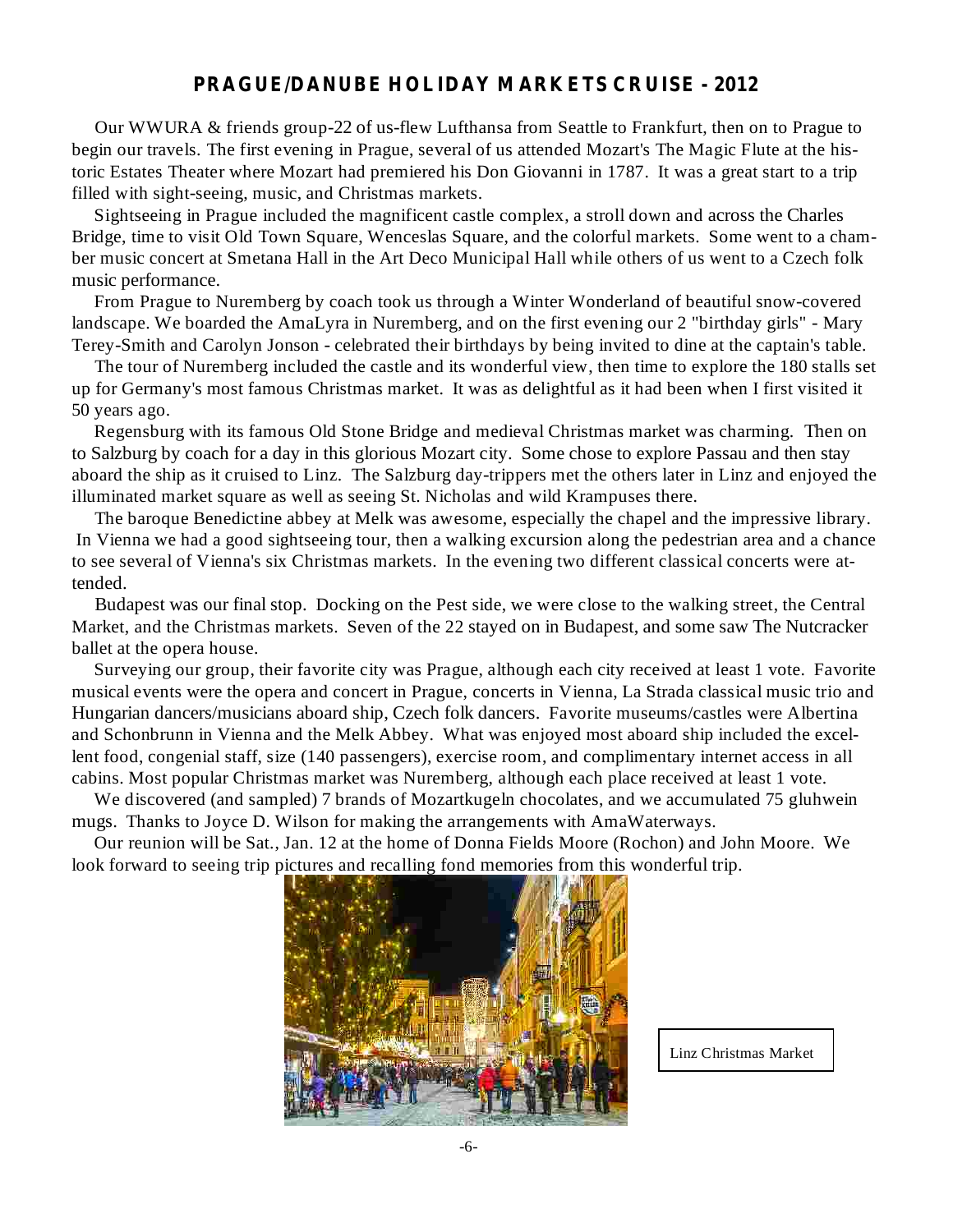## PRAGUE/DANUBE HOLIDAY MARKETS CRUISE - 2012

Our WWURA & friends group-22 of us-flew Lufthansa from Seattle to Frankfurt, then on to Prague to begin our travels. The first evening in Prague, several of us attended Mozart's The Magic Flute at the historic Estates Theater where Mozart had premiered his Don Giovanni in 1787. It was a great start to a trip filled with sight-seeing, music, and Christmas markets.

Sightseeing in Prague included the magnificent castle complex, a stroll down and across the Charles Bridge, time to visit Old Town Square, Wenceslas Square, and the colorful markets. Some went to a chamber music concert at Smetana Hall in the Art Deco Municipal Hall while others of us went to a Czech folk music performance.

From Prague to Nuremberg by coach took us through a Winter Wonderland of beautiful snow-covered landscape. We boarded the AmaLyra in Nuremberg, and on the first evening our 2 "birthday girls" - Mary Terey-Smith and Carolyn Jonson - celebrated their birthdays by being invited to dine at the captain's table.

The tour of Nuremberg included the castle and its wonderful view, then time to explore the 180 stalls set up for Germany's most famous Christmas market. It was as delightful as it had been when I first visited it 50 years ago.

Regensburg with its famous Old Stone Bridge and medieval Christmas market was charming. Then on to Salzburg by coach for a day in this glorious Mozart city. Some chose to explore Passau and then stay aboard the ship as it cruised to Linz. The Salzburg day-trippers met the others later in Linz and enjoyed the illuminated market square as well as seeing St. Nicholas and wild Krampuses there.

The baroque Benedictine abbey at Melk was awesome, especially the chapel and the impressive library. In Vienna we had a good sightseeing tour, then a walking excursion along the pedestrian area and a chance to see several of Vienna's six Christmas markets. In the evening two different classical concerts were attended.

Budapest was our final stop. Docking on the Pest side, we were close to the walking street, the Central Market, and the Christmas markets. Seven of the 22 stayed on in Budapest, and some saw The Nutcracker ballet at the opera house.

Surveying our group, their favorite city was Prague, although each city received at least 1 vote. Favorite musical events were the opera and concert in Prague, concerts in Vienna, La Strada classical music trio and Hungarian dancers/musicians aboard ship, Czech folk dancers. Favorite museums/castles were Albertina and Schonbrunn in Vienna and the Melk Abbey. What was enjoyed most aboard ship included the excellent food, congenial staff, size (140 passengers), exercise room, and complimentary internet access in all cabins. Most popular Christmas market was Nuremberg, although each place received at least 1 vote.

We discovered (and sampled) 7 brands of Mozartkugeln chocolates, and we accumulated 75 gluhwein mugs. Thanks to Joyce D. Wilson for making the arrangements with AmaWaterways.

Our reunion will be Sat., Jan. 12 at the home of Donna Fields Moore (Rochon) and John Moore. We look forward to seeing trip pictures and recalling fond memories from this wonderful trip.

Linz Christmas Market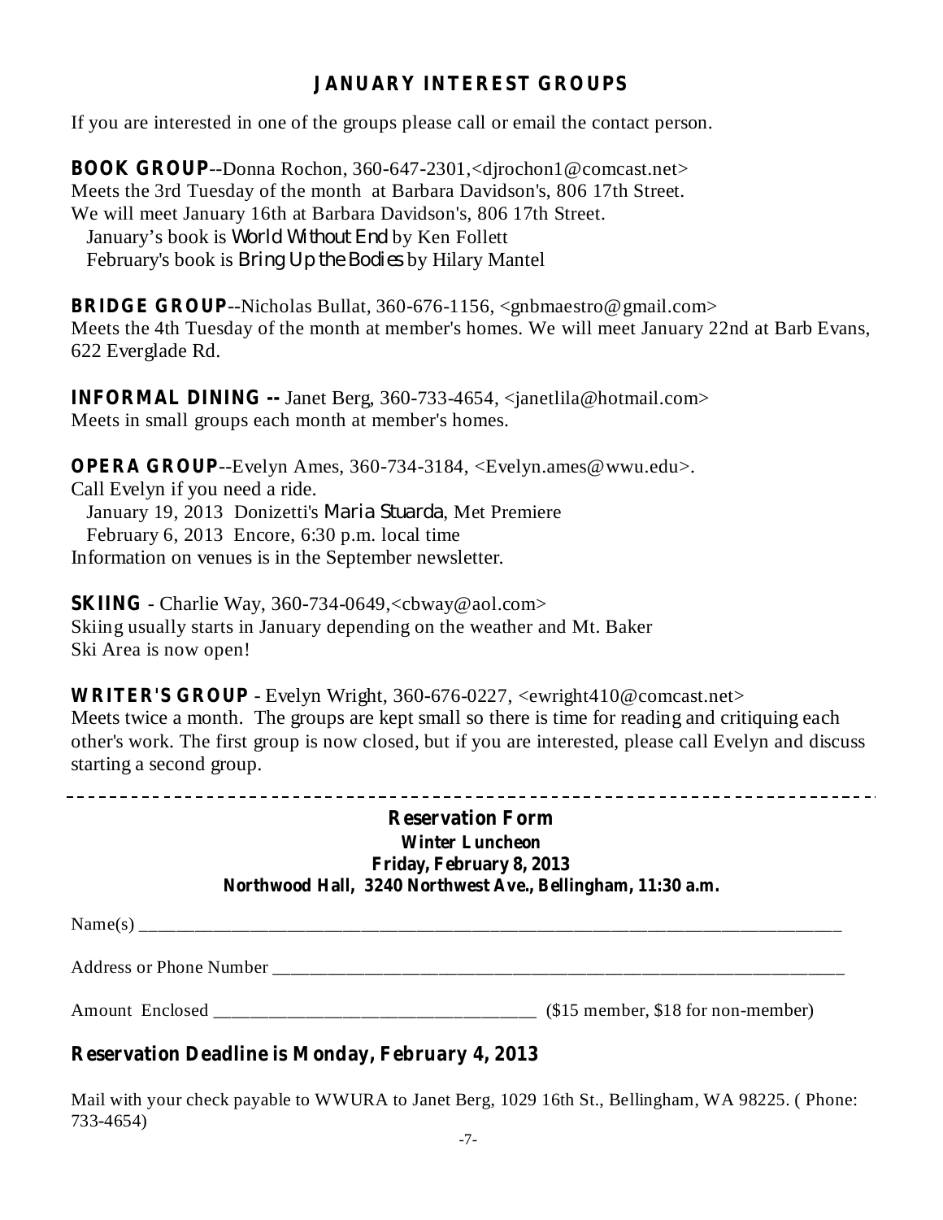## JANUARY INTEREST GROUPS

If you are interested in one of the groups please call or email the contact person.

**BOOK GROUP**--Donna Rochon, 360-647-2301,<djrochon1@comcast.net>
Meets the 3rd Tuesday of the month at Barbara Davidson's, 806 17th Street.
We will meet January 16th at Barbara Davidson's, 806 17th Street.
January's book is *World Without End* by Ken Follett
February's book is *Bring Up the Bodies* by Hilary Mantel

**BRIDGE GROUP**--Nicholas Bullat, 360-676-1156, <gnbmaestro@gmail.com>
Meets the 4th Tuesday of the month at member's homes. We will meet January 22nd at Barb Evans, 622 Everglade Rd.

**INFORMAL DINING --** Janet Berg, 360-733-4654, <janetlila@hotmail.com>
Meets in small groups each month at member's homes.

**OPERA GROUP**--Evelyn Ames, 360-734-3184, <Evelyn.ames@wwu.edu>.
Call Evelyn if you need a ride.
January 19, 2013 Donizetti's *Maria Stuarda*, Met Premiere
February 6, 2013 Encore, 6:30 p.m. local time
Information on venues is in the September newsletter.

**SKIING** - Charlie Way, 360-734-0649,<cbway@aol.com>
Skiing usually starts in January depending on the weather and Mt. Baker Ski Area is now open!

**WRITER'S GROUP** - Evelyn Wright, 360-676-0227, <ewright410@comcast.net>
Meets twice a month. The groups are kept small so there is time for reading and critiquing each other's work. The first group is now closed, but if you are interested, please call Evelyn and discuss starting a second group.

---

### Reservation Form

**Winter Luncheon**
**Friday, February 8, 2013**
**Northwood Hall, 3240 Northwest Ave., Bellingham, 11:30 a.m.**

Name(s) ______________________________________________________________________________

Address or Phone Number ________________________________________________________________

Amount Enclosed ____________________________________ ($15 member, $18 for non-member)

**Reservation Deadline is Monday, February 4, 2013**

Mail with your check payable to WWURA to Janet Berg, 1029 16th St., Bellingham, WA 98225. ( Phone: 733-4654)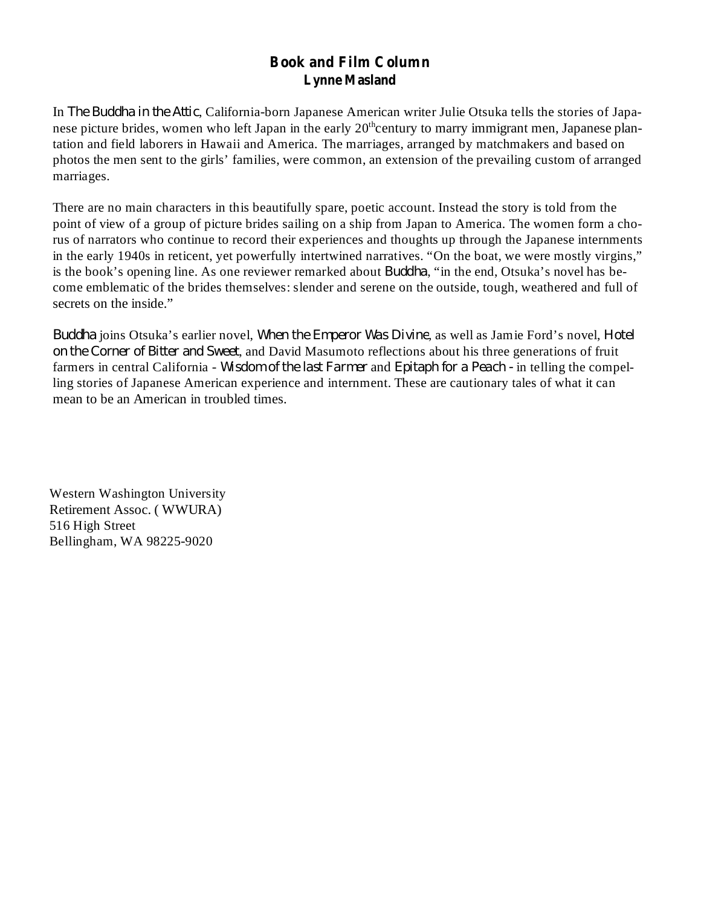## Book and Film Column

### Lynne Masland

In *The Buddha in the Attic*, California-born Japanese American writer Julie Otsuka tells the stories of Japanese picture brides, women who left Japan in the early 20th century to marry immigrant men, Japanese plantation and field laborers in Hawaii and America. The marriages, arranged by matchmakers and based on photos the men sent to the girls' families, were common, an extension of the prevailing custom of arranged marriages.

There are no main characters in this beautifully spare, poetic account. Instead the story is told from the point of view of a group of picture brides sailing on a ship from Japan to America. The women form a chorus of narrators who continue to record their experiences and thoughts up through the Japanese internments in the early 1940s in reticent, yet powerfully intertwined narratives. "On the boat, we were mostly virgins," is the book's opening line. As one reviewer remarked about *Buddha*, "in the end, Otsuka's novel has become emblematic of the brides themselves: slender and serene on the outside, tough, weathered and full of secrets on the inside."

*Buddha* joins Otsuka's earlier novel, *When the Emperor Was Divine*, as well as Jamie Ford's novel, *Hotel on the Corner of Bitter and Sweet*, and David Masumoto reflections about his three generations of fruit farmers in central California - *Wisdom of the last Farmer* and *Epitaph for a Peach* - in telling the compelling stories of Japanese American experience and internment. These are cautionary tales of what it can mean to be an American in troubled times.

Western Washington University
Retirement Assoc. ( WWURA)
516 High Street
Bellingham, WA 98225-9020